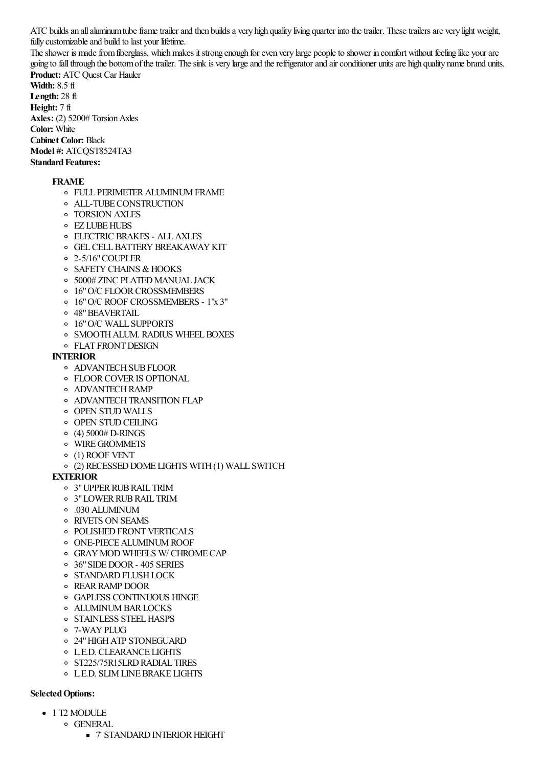ATC builds an all aluminum tube frame trailer and then builds a very high quality living quarter into the trailer. These trailers are very light weight, fully customizable and build to last your lifetime.

The shower is made from fiberglass, which makes it strong enough for even very large people to shower in comfort without feeling like your are going to fall through the bottom of the trailer. The sink is very large and the refrigerator and air conditioner units are high quality name brand units.

**Product:** ATC Quest Car Hauler
**Width:** 8.5 ft
**Length:** 28 ft
**Height:** 7 ft
**Axles:** (2) 5200# Torsion Axles
**Color:** White
**Cabinet Color:** Black
**Model #:** ATCQST8524TA3
**Standard Features:**

- **FRAME**
  - FULL PERIMETER ALUMINUM FRAME
  - ALL-TUBE CONSTRUCTION
  - TORSION AXLES
  - EZ LUBE HUBS
  - ELECTRIC BRAKES - ALL AXLES
  - GEL CELL BATTERY BREAKAWAY KIT
  - 2-5/16" COUPLER
  - SAFETY CHAINS & HOOKS
  - 5000# ZINC PLATED MANUAL JACK
  - 16" O/C FLOOR CROSSMEMBERS
  - 16" O/C ROOF CROSSMEMBERS - 1"x 3"
  - 48" BEAVERTAIL
  - 16" O/C WALL SUPPORTS
  - SMOOTH ALUM. RADIUS WHEEL BOXES
  - FLAT FRONT DESIGN
- **INTERIOR**
  - ADVANTECH SUB FLOOR
  - FLOOR COVER IS OPTIONAL
  - ADVANTECH RAMP
  - ADVANTECH TRANSITION FLAP
  - OPEN STUD WALLS
  - OPEN STUD CEILING
  - (4) 5000# D-RINGS
  - WIRE GROMMETS
  - (1) ROOF VENT
  - (2) RECESSED DOME LIGHTS WITH (1) WALL SWITCH
- **EXTERIOR**
  - 3" UPPER RUB RAIL TRIM
  - 3" LOWER RUB RAIL TRIM
  - .030 ALUMINUM
  - RIVETS ON SEAMS
  - POLISHED FRONT VERTICALS
  - ONE-PIECE ALUMINUM ROOF
  - GRAY MOD WHEELS W/ CHROME CAP
  - 36" SIDE DOOR - 405 SERIES
  - STANDARD FLUSH LOCK
  - REAR RAMP DOOR
  - GAPLESS CONTINUOUS HINGE
  - ALUMINUM BAR LOCKS
  - STAINLESS STEEL HASPS
  - 7-WAY PLUG
  - 24" HIGH ATP STONEGUARD
  - L.E.D. CLEARANCE LIGHTS
  - ST225/75R15LRD RADIAL TIRES
  - L.E.D. SLIM LINE BRAKE LIGHTS

**Selected Options:**

- 1 T2 MODULE
  - GENERAL
    - 7' STANDARD INTERIOR HEIGHT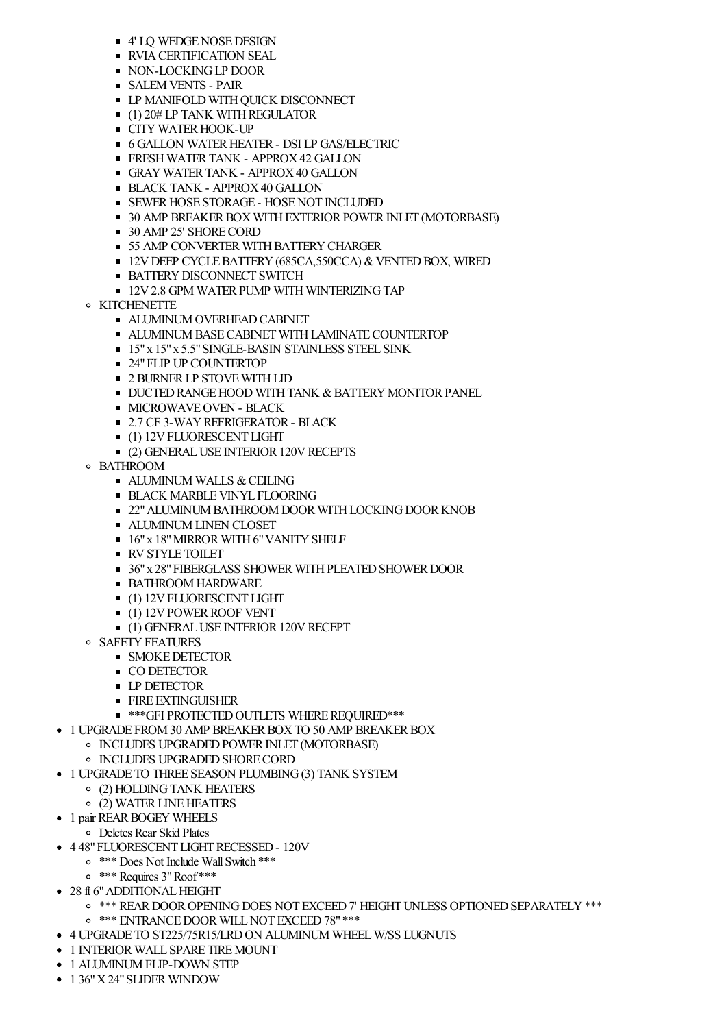- 4' LQ WEDGE NOSE DESIGN
        - RVIA CERTIFICATION SEAL
        - NON-LOCKING LP DOOR
        - SALEM VENTS - PAIR
        - LP MANIFOLD WITH QUICK DISCONNECT
        - (1) 20# LP TANK WITH REGULATOR
        - CITY WATER HOOK-UP
        - 6 GALLON WATER HEATER - DSI LP GAS/ELECTRIC
        - FRESH WATER TANK - APPROX 42 GALLON
        - GRAY WATER TANK - APPROX 40 GALLON
        - BLACK TANK - APPROX 40 GALLON
        - SEWER HOSE STORAGE - HOSE NOT INCLUDED
        - 30 AMP BREAKER BOX WITH EXTERIOR POWER INLET (MOTORBASE)
        - 30 AMP 25' SHORE CORD
        - 55 AMP CONVERTER WITH BATTERY CHARGER
        - 12V DEEP CYCLE BATTERY (685CA,550CCA) & VENTED BOX, WIRED
        - BATTERY DISCONNECT SWITCH
        - 12V 2.8 GPM WATER PUMP WITH WINTERIZING TAP
    - KITCHENETTE
        - ALUMINUM OVERHEAD CABINET
        - ALUMINUM BASE CABINET WITH LAMINATE COUNTERTOP
        - 15" x 15" x 5.5" SINGLE-BASIN STAINLESS STEEL SINK
        - 24" FLIP UP COUNTERTOP
        - 2 BURNER LP STOVE WITH LID
        - DUCTED RANGE HOOD WITH TANK & BATTERY MONITOR PANEL
        - MICROWAVE OVEN - BLACK
        - 2.7 CF 3-WAY REFRIGERATOR - BLACK
        - (1) 12V FLUORESCENT LIGHT
        - (2) GENERAL USE INTERIOR 120V RECEPTS
    - BATHROOM
        - ALUMINUM WALLS & CEILING
        - BLACK MARBLE VINYL FLOORING
        - 22" ALUMINUM BATHROOM DOOR WITH LOCKING DOOR KNOB
        - ALUMINUM LINEN CLOSET
        - 16" x 18" MIRROR WITH 6" VANITY SHELF
        - RV STYLE TOILET
        - 36" x 28" FIBERGLASS SHOWER WITH PLEATED SHOWER DOOR
        - BATHROOM HARDWARE
        - (1) 12V FLUORESCENT LIGHT
        - (1) 12V POWER ROOF VENT
        - (1) GENERAL USE INTERIOR 120V RECEPT
    - SAFETY FEATURES
        - SMOKE DETECTOR
        - CO DETECTOR
        - LP DETECTOR
        - FIRE EXTINGUISHER
        - ***GFI PROTECTED OUTLETS WHERE REQUIRED***
- 1 UPGRADE FROM 30 AMP BREAKER BOX TO 50 AMP BREAKER BOX
    - INCLUDES UPGRADED POWER INLET (MOTORBASE)
    - INCLUDES UPGRADED SHORE CORD
- 1 UPGRADE TO THREE SEASON PLUMBING (3) TANK SYSTEM
    - (2) HOLDING TANK HEATERS
    - (2) WATER LINE HEATERS
- 1 pair REAR BOGEY WHEELS
    - Deletes Rear Skid Plates
- 4 48" FLUORESCENT LIGHT RECESSED - 120V
    - *** Does Not Include Wall Switch ***
    - *** Requires 3" Roof ***
- 28 ft 6" ADDITIONAL HEIGHT
    - *** REAR DOOR OPENING DOES NOT EXCEED 7' HEIGHT UNLESS OPTIONED SEPARATELY ***
    - *** ENTRANCE DOOR WILL NOT EXCEED 78" ***
- 4 UPGRADE TO ST225/75R15/LRD ON ALUMINUM WHEEL W/SS LUGNUTS
- 1 INTERIOR WALL SPARE TIRE MOUNT
- 1 ALUMINUM FLIP-DOWN STEP
- 1 36" X 24" SLIDER WINDOW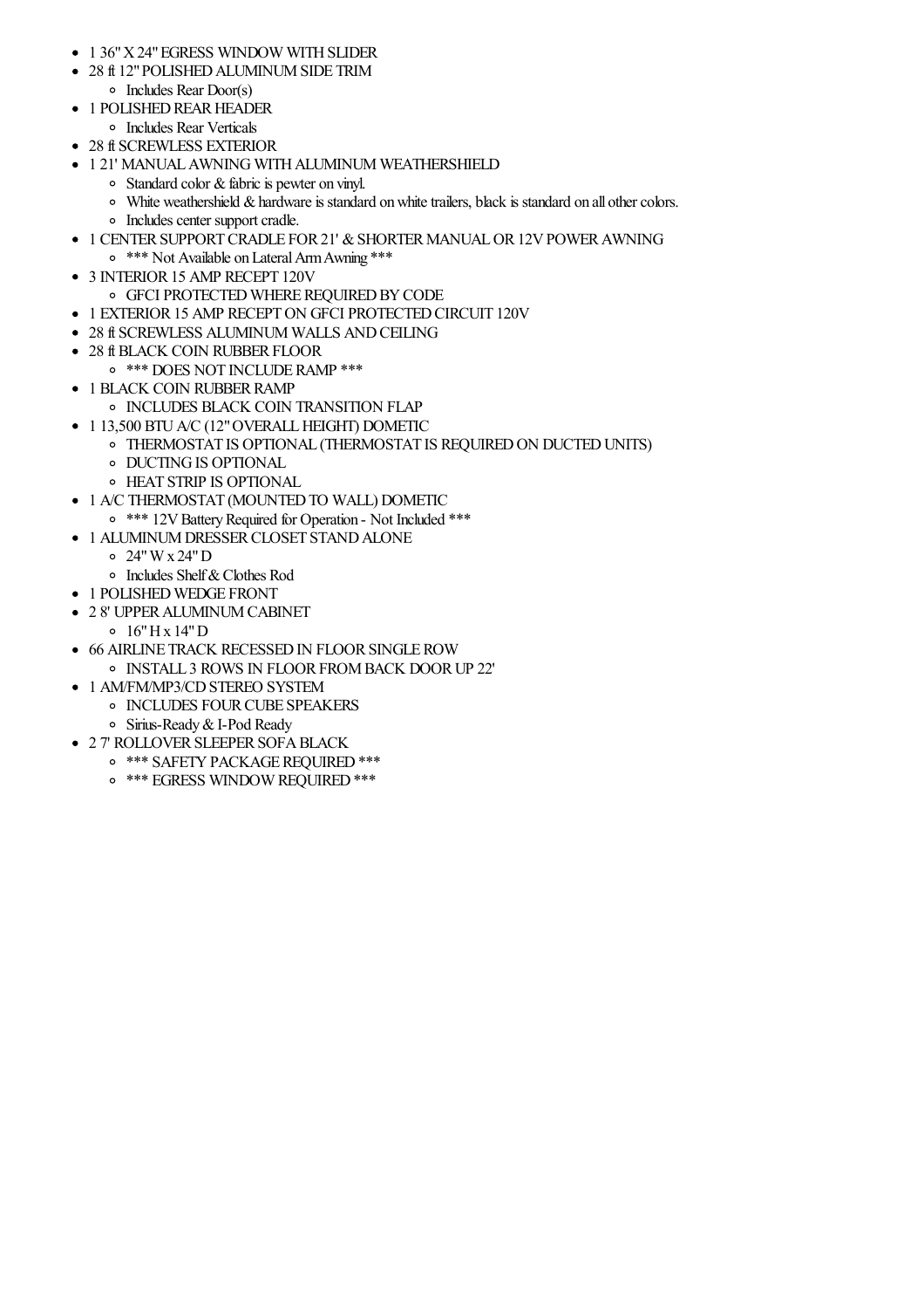- 1 36" X 24" EGRESS WINDOW WITH SLIDER
- 28 ft 12" POLISHED ALUMINUM SIDE TRIM
    - Includes Rear Door(s)
- 1 POLISHED REAR HEADER
    - Includes Rear Verticals
- 28 ft SCREWLESS EXTERIOR
- 1 21' MANUAL AWNING WITH ALUMINUM WEATHERSHIELD
    - Standard color & fabric is pewter on vinyl.
    - White weathershield & hardware is standard on white trailers, black is standard on all other colors.
    - Includes center support cradle.
- 1 CENTER SUPPORT CRADLE FOR 21' & SHORTER MANUAL OR 12V POWER AWNING
    - *** Not Available on Lateral Arm Awning ***
- 3 INTERIOR 15 AMP RECEPT 120V
    - GFCI PROTECTED WHERE REQUIRED BY CODE
- 1 EXTERIOR 15 AMP RECEPT ON GFCI PROTECTED CIRCUIT 120V
- 28 ft SCREWLESS ALUMINUM WALLS AND CEILING
- 28 ft BLACK COIN RUBBER FLOOR
    - *** DOES NOT INCLUDE RAMP ***
- 1 BLACK COIN RUBBER RAMP
    - INCLUDES BLACK COIN TRANSITION FLAP
- 1 13,500 BTU A/C (12" OVERALL HEIGHT) DOMETIC
    - THERMOSTAT IS OPTIONAL (THERMOSTAT IS REQUIRED ON DUCTED UNITS)
    - DUCTING IS OPTIONAL
    - HEAT STRIP IS OPTIONAL
- 1 A/C THERMOSTAT (MOUNTED TO WALL) DOMETIC
    - *** 12V Battery Required for Operation - Not Included ***
- 1 ALUMINUM DRESSER CLOSET STAND ALONE
    - 24" W x 24" D
    - Includes Shelf & Clothes Rod
- 1 POLISHED WEDGE FRONT
- 2 8' UPPER ALUMINUM CABINET
    - 16" H x 14" D
- 66 AIRLINE TRACK RECESSED IN FLOOR SINGLE ROW
    - INSTALL 3 ROWS IN FLOOR FROM BACK DOOR UP 22'
- 1 AM/FM/MP3/CD STEREO SYSTEM
    - INCLUDES FOUR CUBE SPEAKERS
    - Sirius-Ready & I-Pod Ready
- 2 7' ROLLOVER SLEEPER SOFA BLACK
    - *** SAFETY PACKAGE REQUIRED ***
    - *** EGRESS WINDOW REQUIRED ***